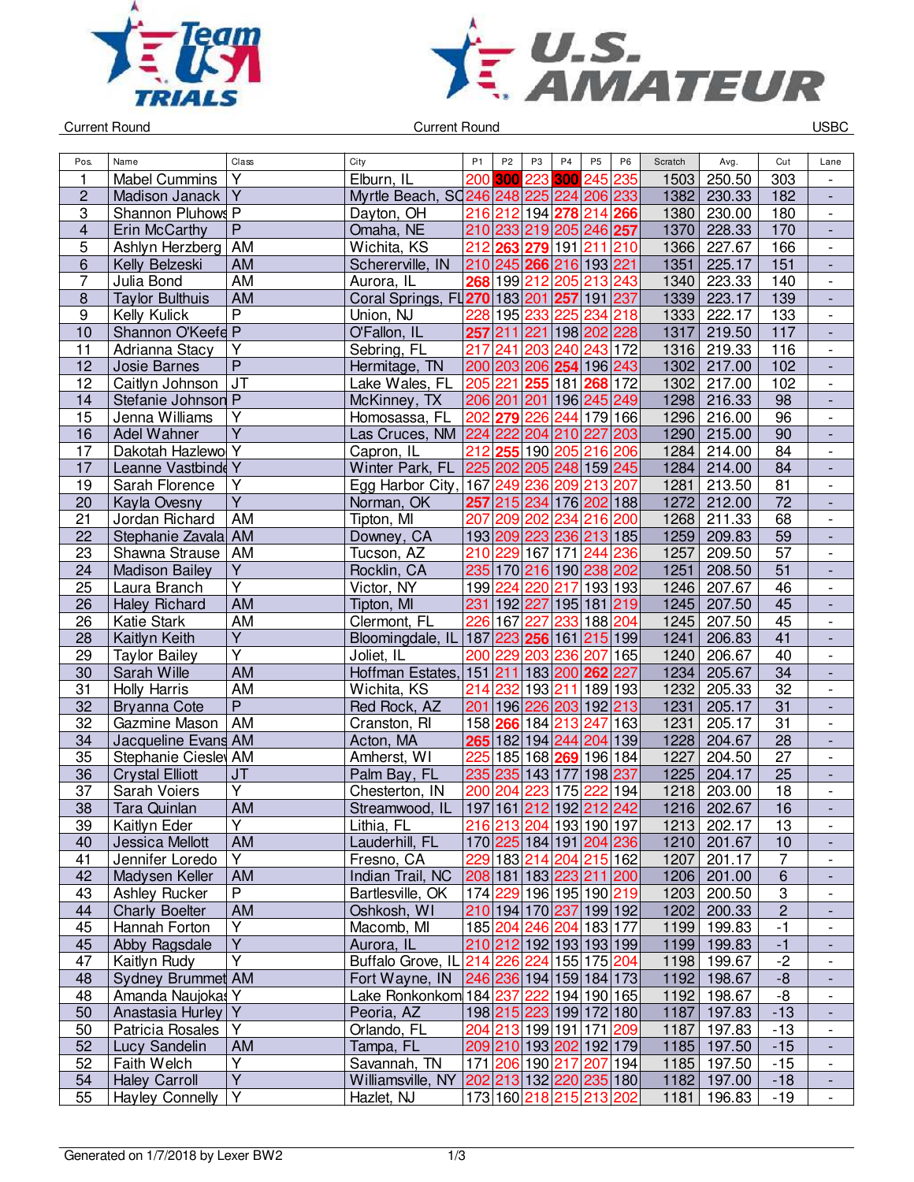Current Round | Current Round | USBC

| Pos. | Name | Class | City | P1 | P2 | P3 | P4 | P5 | P6 | Scratch | Avg. | Cut | Lane |
|---|---|---|---|---|---|---|---|---|---|---|---|---|---|
| 1 | Mabel Cummins | Y | Elburn, IL | 200 | 300 | 223 | 300 | 245 | 235 | 1503 | 250.50 | 303 | - |
| 2 | Madison Janack | Y | Myrtle Beach, SC | 246 | 248 | 225 | 224 | 206 | 233 | 1382 | 230.33 | 182 | - |
| 3 | Shannon Pluhowsk | P | Dayton, OH | 216 | 212 | 194 | 278 | 214 | 266 | 1380 | 230.00 | 180 | - |
| 4 | Erin McCarthy | P | Omaha, NE | 210 | 233 | 219 | 205 | 246 | 257 | 1370 | 228.33 | 170 | - |
| 5 | Ashlyn Herzberg | AM | Wichita, KS | 212 | 263 | 279 | 191 | 211 | 210 | 1366 | 227.67 | 166 | - |
| 6 | Kelly Belzeski | AM | Schererville, IN | 210 | 245 | 266 | 216 | 193 | 221 | 1351 | 225.17 | 151 | - |
| 7 | Julia Bond | AM | Aurora, IL | 268 | 199 | 212 | 205 | 213 | 243 | 1340 | 223.33 | 140 | - |
| 8 | Taylor Bulthuis | AM | Coral Springs, FL | 270 | 183 | 201 | 257 | 191 | 237 | 1339 | 223.17 | 139 | - |
| 9 | Kelly Kulick | P | Union, NJ | 228 | 195 | 233 | 225 | 234 | 218 | 1333 | 222.17 | 133 | - |
| 10 | Shannon O'Keefe | P | O'Fallon, IL | 257 | 211 | 221 | 198 | 202 | 228 | 1317 | 219.50 | 117 | - |
| 11 | Adrianna Stacy | Y | Sebring, FL | 217 | 241 | 203 | 240 | 243 | 172 | 1316 | 219.33 | 116 | - |
| 12 | Josie Barnes | P | Hermitage, TN | 200 | 203 | 206 | 254 | 196 | 243 | 1302 | 217.00 | 102 | - |
| 12 | Caitlyn Johnson | JT | Lake Wales, FL | 205 | 221 | 255 | 181 | 268 | 172 | 1302 | 217.00 | 102 | - |
| 14 | Stefanie Johnson | P | McKinney, TX | 206 | 201 | 201 | 196 | 245 | 249 | 1298 | 216.33 | 98 | - |
| 15 | Jenna Williams | Y | Homosassa, FL | 202 | 279 | 226 | 244 | 179 | 166 | 1296 | 216.00 | 96 | - |
| 16 | Adel Wahner | Y | Las Cruces, NM | 224 | 222 | 204 | 210 | 227 | 203 | 1290 | 215.00 | 90 | - |
| 17 | Dakotah Hazlewo | Y | Capron, IL | 212 | 255 | 190 | 205 | 216 | 206 | 1284 | 214.00 | 84 | - |
| 17 | Leanne Vastbinde | Y | Winter Park, FL | 225 | 202 | 205 | 248 | 159 | 245 | 1284 | 214.00 | 84 | - |
| 19 | Sarah Florence | Y | Egg Harbor City, | 167 | 249 | 236 | 209 | 213 | 207 | 1281 | 213.50 | 81 | - |
| 20 | Kayla Ovesny | Y | Norman, OK | 257 | 215 | 234 | 176 | 202 | 188 | 1272 | 212.00 | 72 | - |
| 21 | Jordan Richard | AM | Tipton, MI | 207 | 209 | 202 | 234 | 216 | 200 | 1268 | 211.33 | 68 | - |
| 22 | Stephanie Zavala | AM | Downey, CA | 193 | 209 | 223 | 236 | 213 | 185 | 1259 | 209.83 | 59 | - |
| 23 | Shawna Strause | AM | Tucson, AZ | 210 | 229 | 167 | 171 | 244 | 236 | 1257 | 209.50 | 57 | - |
| 24 | Madison Bailey | Y | Rocklin, CA | 235 | 170 | 216 | 190 | 238 | 202 | 1251 | 208.50 | 51 | - |
| 25 | Laura Branch | Y | Victor, NY | 199 | 224 | 220 | 217 | 193 | 193 | 1246 | 207.67 | 46 | - |
| 26 | Haley Richard | AM | Tipton, MI | 231 | 192 | 227 | 195 | 181 | 219 | 1245 | 207.50 | 45 | - |
| 26 | Katie Stark | AM | Clermont, FL | 226 | 167 | 227 | 233 | 188 | 204 | 1245 | 207.50 | 45 | - |
| 28 | Kaitlyn Keith | Y | Bloomingdale, IL | 187 | 223 | 256 | 161 | 215 | 199 | 1241 | 206.83 | 41 | - |
| 29 | Taylor Bailey | Y | Joliet, IL | 200 | 229 | 203 | 236 | 207 | 165 | 1240 | 206.67 | 40 | - |
| 30 | Sarah Wille | AM | Hoffman Estates, | 151 | 211 | 183 | 200 | 262 | 227 | 1234 | 205.67 | 34 | - |
| 31 | Holly Harris | AM | Wichita, KS | 214 | 232 | 193 | 211 | 189 | 193 | 1232 | 205.33 | 32 | - |
| 32 | Bryanna Cote | P | Red Rock, AZ | 201 | 196 | 226 | 203 | 192 | 213 | 1231 | 205.17 | 31 | - |
| 32 | Gazmine Mason | AM | Cranston, RI | 158 | 266 | 184 | 213 | 247 | 163 | 1231 | 205.17 | 31 | - |
| 34 | Jacqueline Evans | AM | Acton, MA | 265 | 182 | 194 | 244 | 204 | 139 | 1228 | 204.67 | 28 | - |
| 35 | Stephanie Cieslev | AM | Amherst, WI | 225 | 185 | 168 | 269 | 196 | 184 | 1227 | 204.50 | 27 | - |
| 36 | Crystal Elliott | JT | Palm Bay, FL | 235 | 235 | 143 | 177 | 198 | 237 | 1225 | 204.17 | 25 | - |
| 37 | Sarah Voiers | Y | Chesterton, IN | 200 | 204 | 223 | 175 | 222 | 194 | 1218 | 203.00 | 18 | - |
| 38 | Tara Quinlan | AM | Streamwood, IL | 197 | 161 | 212 | 192 | 212 | 242 | 1216 | 202.67 | 16 | - |
| 39 | Kaitlyn Eder | Y | Lithia, FL | 216 | 213 | 204 | 193 | 190 | 197 | 1213 | 202.17 | 13 | - |
| 40 | Jessica Mellott | AM | Lauderhill, FL | 170 | 225 | 184 | 191 | 204 | 236 | 1210 | 201.67 | 10 | - |
| 41 | Jennifer Loredo | Y | Fresno, CA | 229 | 183 | 214 | 204 | 215 | 162 | 1207 | 201.17 | 7 | - |
| 42 | Madysen Keller | AM | Indian Trail, NC | 208 | 181 | 183 | 223 | 211 | 200 | 1206 | 201.00 | 6 | - |
| 43 | Ashley Rucker | P | Bartlesville, OK | 174 | 229 | 196 | 195 | 190 | 219 | 1203 | 200.50 | 3 | - |
| 44 | Charly Boelter | AM | Oshkosh, WI | 210 | 194 | 170 | 237 | 199 | 192 | 1202 | 200.33 | 2 | - |
| 45 | Hannah Forton | Y | Macomb, MI | 185 | 204 | 246 | 204 | 183 | 177 | 1199 | 199.83 | -1 | - |
| 45 | Abby Ragsdale | Y | Aurora, IL | 210 | 212 | 192 | 193 | 193 | 199 | 1199 | 199.83 | -1 | - |
| 47 | Kaitlyn Rudy | Y | Buffalo Grove, IL | 214 | 226 | 224 | 155 | 175 | 204 | 1198 | 199.67 | -2 | - |
| 48 | Sydney Brummet | AM | Fort Wayne, IN | 246 | 236 | 194 | 159 | 184 | 173 | 1192 | 198.67 | -8 | - |
| 48 | Amanda Naujokas | Y | Lake Ronkonkom | 184 | 237 | 222 | 194 | 190 | 165 | 1192 | 198.67 | -8 | - |
| 50 | Anastasia Hurley | Y | Peoria, AZ | 198 | 215 | 223 | 199 | 172 | 180 | 1187 | 197.83 | -13 | - |
| 50 | Patricia Rosales | Y | Orlando, FL | 204 | 213 | 199 | 191 | 171 | 209 | 1187 | 197.83 | -13 | - |
| 52 | Lucy Sandelin | AM | Tampa, FL | 209 | 210 | 193 | 202 | 192 | 179 | 1185 | 197.50 | -15 | - |
| 52 | Faith Welch | Y | Savannah, TN | 171 | 206 | 190 | 217 | 207 | 194 | 1185 | 197.50 | -15 | - |
| 54 | Haley Carroll | Y | Williamsville, NY | 202 | 213 | 132 | 220 | 235 | 180 | 1182 | 197.00 | -18 | - |
| 55 | Hayley Connelly | Y | Hazlet, NJ | 173 | 160 | 218 | 215 | 213 | 202 | 1181 | 196.83 | -19 | - |

Generated on 1/7/2018 by Lexer BW2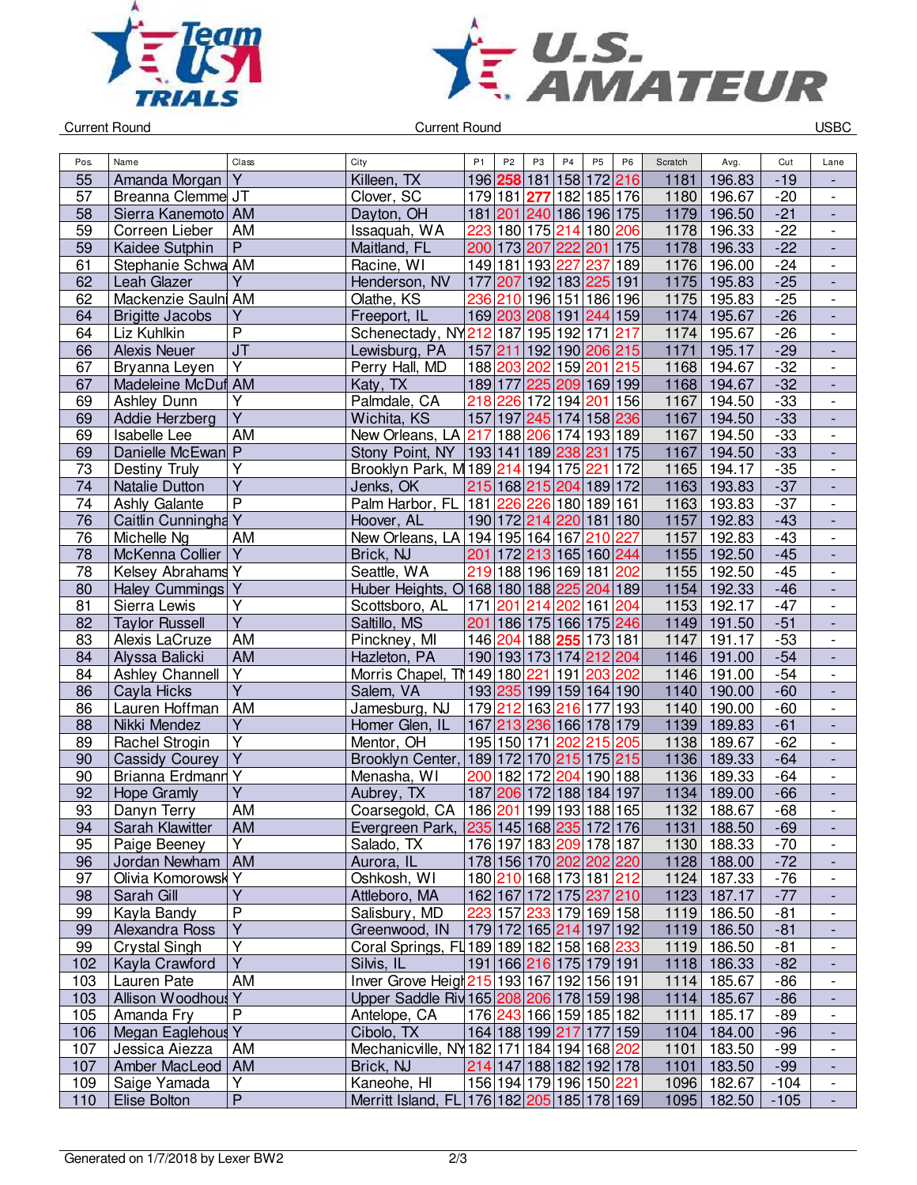Current Round — Current Round — USBC

| Pos. | Name | Class | City | P1 | P2 | P3 | P4 | P5 | P6 | Scratch | Avg. | Cut | Lane |
|---|---|---|---|---|---|---|---|---|---|---|---|---|---|
| 55 | Amanda Morgan | Y | Killeen, TX | 196 | **258** | 181 | 158 | 172 | 216 | 1181 | 196.83 | -19 | - |
| 57 | Breanna Clemme | JT | Clover, SC | 179 | 181 | **277** | 182 | 185 | 176 | 1180 | 196.67 | -20 | - |
| 58 | Sierra Kanemoto | AM | Dayton, OH | 181 | 201 | 240 | 186 | 196 | 175 | 1179 | 196.50 | -21 | - |
| 59 | Correen Lieber | AM | Issaquah, WA | 223 | 180 | 175 | 214 | 180 | 206 | 1178 | 196.33 | -22 | - |
| 59 | Kaidee Sutphin | P | Maitland, FL | 200 | 173 | 207 | 222 | 201 | 175 | 1178 | 196.33 | -22 | - |
| 61 | Stephanie Schwa | AM | Racine, WI | 149 | 181 | 193 | 227 | 237 | 189 | 1176 | 196.00 | -24 | - |
| 62 | Leah Glazer | Y | Henderson, NV | 177 | 207 | 192 | 183 | 225 | 191 | 1175 | 195.83 | -25 | - |
| 62 | Mackenzie Saulni | AM | Olathe, KS | 236 | 210 | 196 | 151 | 186 | 196 | 1175 | 195.83 | -25 | - |
| 64 | Brigitte Jacobs | Y | Freeport, IL | 169 | 203 | 208 | 191 | 244 | 159 | 1174 | 195.67 | -26 | - |
| 64 | Liz Kuhlkin | P | Schenectady, NY | 212 | 187 | 195 | 192 | 171 | 217 | 1174 | 195.67 | -26 | - |
| 66 | Alexis Neuer | JT | Lewisburg, PA | 157 | 211 | 192 | 190 | 206 | 215 | 1171 | 195.17 | -29 | - |
| 67 | Bryanna Leyen | Y | Perry Hall, MD | 188 | 203 | 202 | 159 | 201 | 215 | 1168 | 194.67 | -32 | - |
| 67 | Madeleine McDuf | AM | Katy, TX | 189 | 177 | 225 | 209 | 169 | 199 | 1168 | 194.67 | -32 | - |
| 69 | Ashley Dunn | Y | Palmdale, CA | 218 | 226 | 172 | 194 | 201 | 156 | 1167 | 194.50 | -33 | - |
| 69 | Addie Herzberg | Y | Wichita, KS | 157 | 197 | 245 | 174 | 158 | 236 | 1167 | 194.50 | -33 | - |
| 69 | Isabelle Lee | AM | New Orleans, LA | 217 | 188 | 206 | 174 | 193 | 189 | 1167 | 194.50 | -33 | - |
| 69 | Danielle McEwan | P | Stony Point, NY | 193 | 141 | 189 | 238 | 231 | 175 | 1167 | 194.50 | -33 | - |
| 73 | Destiny Truly | Y | Brooklyn Park, M | 189 | 214 | 194 | 175 | 221 | 172 | 1165 | 194.17 | -35 | - |
| 74 | Natalie Dutton | Y | Jenks, OK | 215 | 168 | 215 | 204 | 189 | 172 | 1163 | 193.83 | -37 | - |
| 74 | Ashly Galante | P | Palm Harbor, FL | 181 | 226 | 226 | 180 | 189 | 161 | 1163 | 193.83 | -37 | - |
| 76 | Caitlin Cunningha | Y | Hoover, AL | 190 | 172 | 214 | 220 | 181 | 180 | 1157 | 192.83 | -43 | - |
| 76 | Michelle Ng | AM | New Orleans, LA | 194 | 195 | 164 | 167 | 210 | 227 | 1157 | 192.83 | -43 | - |
| 78 | McKenna Collier | Y | Brick, NJ | 201 | 172 | 213 | 165 | 160 | 244 | 1155 | 192.50 | -45 | - |
| 78 | Kelsey Abrahams | Y | Seattle, WA | 219 | 188 | 196 | 169 | 181 | 202 | 1155 | 192.50 | -45 | - |
| 80 | Haley Cummings | Y | Huber Heights, O | 168 | 180 | 188 | 225 | 204 | 189 | 1154 | 192.33 | -46 | - |
| 81 | Sierra Lewis | Y | Scottsboro, AL | 171 | 201 | 214 | 202 | 161 | 204 | 1153 | 192.17 | -47 | - |
| 82 | Taylor Russell | Y | Saltillo, MS | 201 | 186 | 175 | 166 | 175 | 246 | 1149 | 191.50 | -51 | - |
| 83 | Alexis LaCruze | AM | Pinckney, MI | 146 | 204 | 188 | **255** | 173 | 181 | 1147 | 191.17 | -53 | - |
| 84 | Alyssa Balicki | AM | Hazleton, PA | 190 | 193 | 173 | 174 | 212 | 204 | 1146 | 191.00 | -54 | - |
| 84 | Ashley Channell | Y | Morris Chapel, TN | 149 | 180 | 221 | 191 | 203 | 202 | 1146 | 191.00 | -54 | - |
| 86 | Cayla Hicks | Y | Salem, VA | 193 | 235 | 199 | 159 | 164 | 190 | 1140 | 190.00 | -60 | - |
| 86 | Lauren Hoffman | AM | Jamesburg, NJ | 179 | 212 | 163 | 216 | 177 | 193 | 1140 | 190.00 | -60 | - |
| 88 | Nikki Mendez | Y | Homer Glen, IL | 167 | 213 | 236 | 166 | 178 | 179 | 1139 | 189.83 | -61 | - |
| 89 | Rachel Strogin | Y | Mentor, OH | 195 | 150 | 171 | 202 | 215 | 205 | 1138 | 189.67 | -62 | - |
| 90 | Cassidy Courey | Y | Brooklyn Center, | 189 | 172 | 170 | 215 | 175 | 215 | 1136 | 189.33 | -64 | - |
| 90 | Brianna Erdmann | Y | Menasha, WI | 200 | 182 | 172 | 204 | 190 | 188 | 1136 | 189.33 | -64 | - |
| 92 | Hope Gramly | Y | Aubrey, TX | 187 | 206 | 172 | 188 | 184 | 197 | 1134 | 189.00 | -66 | - |
| 93 | Danyn Terry | AM | Coarsegold, CA | 186 | 201 | 199 | 193 | 188 | 165 | 1132 | 188.67 | -68 | - |
| 94 | Sarah Klawitter | AM | Evergreen Park, | 235 | 145 | 168 | 235 | 172 | 176 | 1131 | 188.50 | -69 | - |
| 95 | Paige Beeney | Y | Salado, TX | 176 | 197 | 183 | 209 | 178 | 187 | 1130 | 188.33 | -70 | - |
| 96 | Jordan Newham | AM | Aurora, IL | 178 | 156 | 170 | 202 | 202 | 220 | 1128 | 188.00 | -72 | - |
| 97 | Olivia Komorowsk | Y | Oshkosh, WI | 180 | 210 | 168 | 173 | 181 | 212 | 1124 | 187.33 | -76 | - |
| 98 | Sarah Gill | Y | Attleboro, MA | 162 | 167 | 172 | 175 | 237 | 210 | 1123 | 187.17 | -77 | - |
| 99 | Kayla Bandy | P | Salisbury, MD | 223 | 157 | 233 | 179 | 169 | 158 | 1119 | 186.50 | -81 | - |
| 99 | Alexandra Ross | Y | Greenwood, IN | 179 | 172 | 165 | 214 | 197 | 192 | 1119 | 186.50 | -81 | - |
| 99 | Crystal Singh | Y | Coral Springs, FL | 189 | 189 | 182 | 158 | 168 | 233 | 1119 | 186.50 | -81 | - |
| 102 | Kayla Crawford | Y | Silvis, IL | 191 | 166 | 216 | 175 | 179 | 191 | 1118 | 186.33 | -82 | - |
| 103 | Lauren Pate | AM | Inver Grove Heigh | 215 | 193 | 167 | 192 | 156 | 191 | 1114 | 185.67 | -86 | - |
| 103 | Allison Woodhous | Y | Upper Saddle Riv | 165 | 208 | 206 | 178 | 159 | 198 | 1114 | 185.67 | -86 | - |
| 105 | Amanda Fry | P | Antelope, CA | 176 | 243 | 166 | 159 | 185 | 182 | 1111 | 185.17 | -89 | - |
| 106 | Megan Eaglehous | Y | Cibolo, TX | 164 | 188 | 199 | 217 | 177 | 159 | 1104 | 184.00 | -96 | - |
| 107 | Jessica Aiezza | AM | Mechanicville, NY | 182 | 171 | 184 | 194 | 168 | 202 | 1101 | 183.50 | -99 | - |
| 107 | Amber MacLeod | AM | Brick, NJ | 214 | 147 | 188 | 182 | 192 | 178 | 1101 | 183.50 | -99 | - |
| 109 | Saige Yamada | Y | Kaneohe, HI | 156 | 194 | 179 | 196 | 150 | 221 | 1096 | 182.67 | -104 | - |
| 110 | Elise Bolton | P | Merritt Island, FL | 176 | 182 | 205 | 185 | 178 | 169 | 1095 | 182.50 | -105 | - |

Generated on 1/7/2018 by Lexer BW2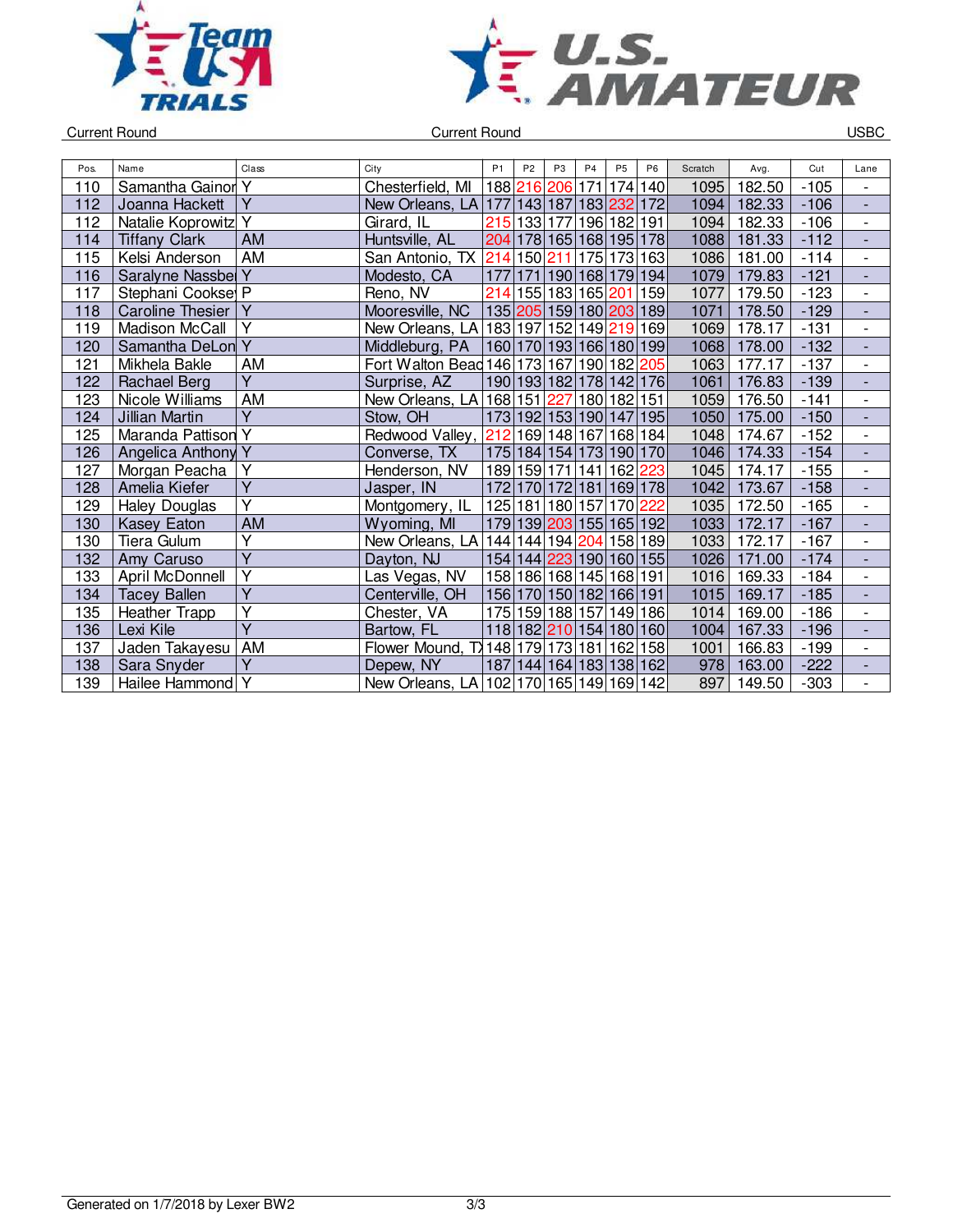Current Round | Current Round | USBC

| Pos. | Name | Class | City | P1 | P2 | P3 | P4 | P5 | P6 | Scratch | Avg. | Cut | Lane |
|---|---|---|---|---|---|---|---|---|---|---|---|---|---|
| 110 | Samantha Gainor | Y | Chesterfield, MI | 188 | 216 | 206 | 171 | 174 | 140 | 1095 | 182.50 | -105 | - |
| 112 | Joanna Hackett | Y | New Orleans, LA | 177 | 143 | 187 | 183 | 232 | 172 | 1094 | 182.33 | -106 | - |
| 112 | Natalie Koprowitz | Y | Girard, IL | 215 | 133 | 177 | 196 | 182 | 191 | 1094 | 182.33 | -106 | - |
| 114 | Tiffany Clark | AM | Huntsville, AL | 204 | 178 | 165 | 168 | 195 | 178 | 1088 | 181.33 | -112 | - |
| 115 | Kelsi Anderson | AM | San Antonio, TX | 214 | 150 | 211 | 175 | 173 | 163 | 1086 | 181.00 | -114 | - |
| 116 | Saralyne Nassbe | Y | Modesto, CA | 177 | 171 | 190 | 168 | 179 | 194 | 1079 | 179.83 | -121 | - |
| 117 | Stephani Cookse | P | Reno, NV | 214 | 155 | 183 | 165 | 201 | 159 | 1077 | 179.50 | -123 | - |
| 118 | Caroline Thesier | Y | Mooresville, NC | 135 | 205 | 159 | 180 | 203 | 189 | 1071 | 178.50 | -129 | - |
| 119 | Madison McCall | Y | New Orleans, LA | 183 | 197 | 152 | 149 | 219 | 169 | 1069 | 178.17 | -131 | - |
| 120 | Samantha DeLon | Y | Middleburg, PA | 160 | 170 | 193 | 166 | 180 | 199 | 1068 | 178.00 | -132 | - |
| 121 | Mikhela Bakle | AM | Fort Walton Beac | 146 | 173 | 167 | 190 | 182 | 205 | 1063 | 177.17 | -137 | - |
| 122 | Rachael Berg | Y | Surprise, AZ | 190 | 193 | 182 | 178 | 142 | 176 | 1061 | 176.83 | -139 | - |
| 123 | Nicole Williams | AM | New Orleans, LA | 168 | 151 | 227 | 180 | 182 | 151 | 1059 | 176.50 | -141 | - |
| 124 | Jillian Martin | Y | Stow, OH | 173 | 192 | 153 | 190 | 147 | 195 | 1050 | 175.00 | -150 | - |
| 125 | Maranda Pattison | Y | Redwood Valley, | 212 | 169 | 148 | 167 | 168 | 184 | 1048 | 174.67 | -152 | - |
| 126 | Angelica Anthony | Y | Converse, TX | 175 | 184 | 154 | 173 | 190 | 170 | 1046 | 174.33 | -154 | - |
| 127 | Morgan Peacha | Y | Henderson, NV | 189 | 159 | 171 | 141 | 162 | 223 | 1045 | 174.17 | -155 | - |
| 128 | Amelia Kiefer | Y | Jasper, IN | 172 | 170 | 172 | 181 | 169 | 178 | 1042 | 173.67 | -158 | - |
| 129 | Haley Douglas | Y | Montgomery, IL | 125 | 181 | 180 | 157 | 170 | 222 | 1035 | 172.50 | -165 | - |
| 130 | Kasey Eaton | AM | Wyoming, MI | 179 | 139 | 203 | 155 | 165 | 192 | 1033 | 172.17 | -167 | - |
| 130 | Tiera Gulum | Y | New Orleans, LA | 144 | 144 | 194 | 204 | 158 | 189 | 1033 | 172.17 | -167 | - |
| 132 | Amy Caruso | Y | Dayton, NJ | 154 | 144 | 223 | 190 | 160 | 155 | 1026 | 171.00 | -174 | - |
| 133 | April McDonnell | Y | Las Vegas, NV | 158 | 186 | 168 | 145 | 168 | 191 | 1016 | 169.33 | -184 | - |
| 134 | Tacey Ballen | Y | Centerville, OH | 156 | 170 | 150 | 182 | 166 | 191 | 1015 | 169.17 | -185 | - |
| 135 | Heather Trapp | Y | Chester, VA | 175 | 159 | 188 | 157 | 149 | 186 | 1014 | 169.00 | -186 | - |
| 136 | Lexi Kile | Y | Bartow, FL | 118 | 182 | 210 | 154 | 180 | 160 | 1004 | 167.33 | -196 | - |
| 137 | Jaden Takayesu | AM | Flower Mound, T) | 148 | 179 | 173 | 181 | 162 | 158 | 1001 | 166.83 | -199 | - |
| 138 | Sara Snyder | Y | Depew, NY | 187 | 144 | 164 | 183 | 138 | 162 | 978 | 163.00 | -222 | - |
| 139 | Hailee Hammond | Y | New Orleans, LA | 102 | 170 | 165 | 149 | 169 | 142 | 897 | 149.50 | -303 | - |

Generated on 1/7/2018 by Lexer BW2